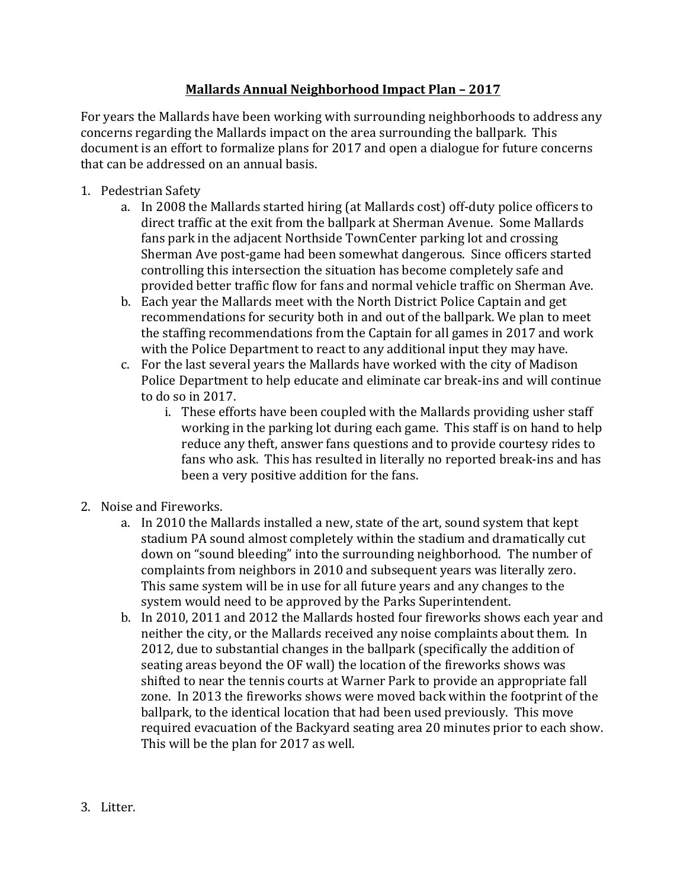# Mallards Annual Neighborhood Impact Plan – 2017

For years the Mallards have been working with surrounding neighborhoods to address any concerns regarding the Mallards impact on the area surrounding the ballpark. This document is an effort to formalize plans for 2017 and open a dialogue for future concerns that can be addressed on an annual basis.

1. Pedestrian Safety
   a. In 2008 the Mallards started hiring (at Mallards cost) off-duty police officers to direct traffic at the exit from the ballpark at Sherman Avenue. Some Mallards fans park in the adjacent Northside TownCenter parking lot and crossing Sherman Ave post-game had been somewhat dangerous. Since officers started controlling this intersection the situation has become completely safe and provided better traffic flow for fans and normal vehicle traffic on Sherman Ave.
   b. Each year the Mallards meet with the North District Police Captain and get recommendations for security both in and out of the ballpark. We plan to meet the staffing recommendations from the Captain for all games in 2017 and work with the Police Department to react to any additional input they may have.
   c. For the last several years the Mallards have worked with the city of Madison Police Department to help educate and eliminate car break-ins and will continue to do so in 2017.
      i. These efforts have been coupled with the Mallards providing usher staff working in the parking lot during each game. This staff is on hand to help reduce any theft, answer fans questions and to provide courtesy rides to fans who ask. This has resulted in literally no reported break-ins and has been a very positive addition for the fans.

2. Noise and Fireworks.
   a. In 2010 the Mallards installed a new, state of the art, sound system that kept stadium PA sound almost completely within the stadium and dramatically cut down on "sound bleeding" into the surrounding neighborhood. The number of complaints from neighbors in 2010 and subsequent years was literally zero. This same system will be in use for all future years and any changes to the system would need to be approved by the Parks Superintendent.
   b. In 2010, 2011 and 2012 the Mallards hosted four fireworks shows each year and neither the city, or the Mallards received any noise complaints about them. In 2012, due to substantial changes in the ballpark (specifically the addition of seating areas beyond the OF wall) the location of the fireworks shows was shifted to near the tennis courts at Warner Park to provide an appropriate fall zone. In 2013 the fireworks shows were moved back within the footprint of the ballpark, to the identical location that had been used previously. This move required evacuation of the Backyard seating area 20 minutes prior to each show. This will be the plan for 2017 as well.

3. Litter.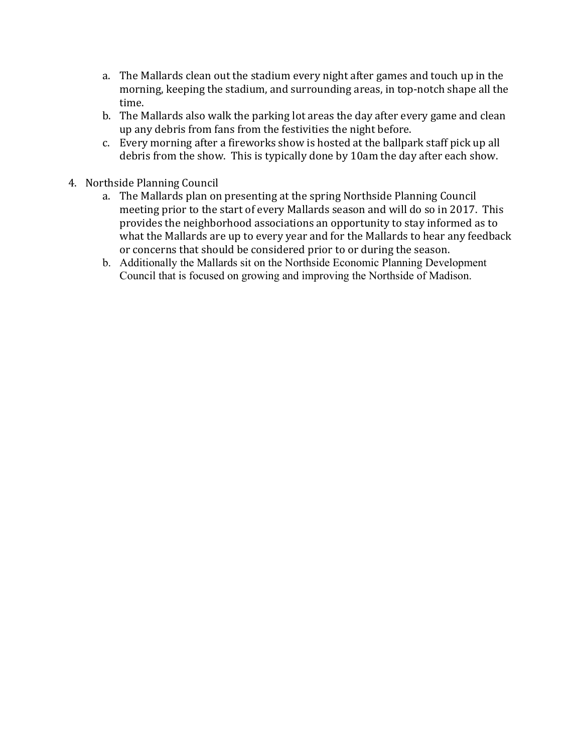a. The Mallards clean out the stadium every night after games and touch up in the morning, keeping the stadium, and surrounding areas, in top-notch shape all the time.
   b. The Mallards also walk the parking lot areas the day after every game and clean up any debris from fans from the festivities the night before.
   c. Every morning after a fireworks show is hosted at the ballpark staff pick up all debris from the show. This is typically done by 10am the day after each show.

4. Northside Planning Council
   a. The Mallards plan on presenting at the spring Northside Planning Council meeting prior to the start of every Mallards season and will do so in 2017. This provides the neighborhood associations an opportunity to stay informed as to what the Mallards are up to every year and for the Mallards to hear any feedback or concerns that should be considered prior to or during the season.
   b. Additionally the Mallards sit on the Northside Economic Planning Development Council that is focused on growing and improving the Northside of Madison.